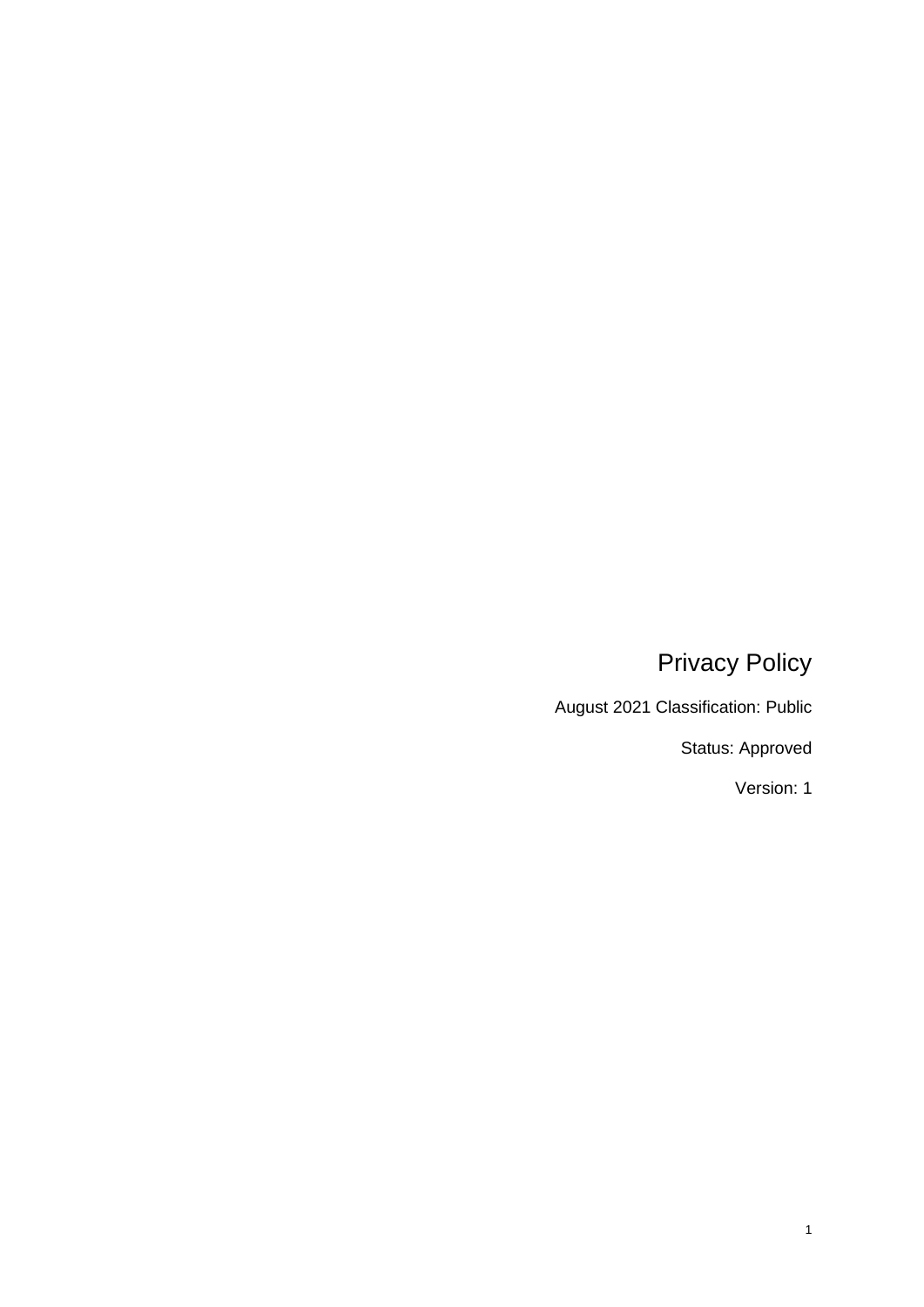# Privacy Policy

August 2021 Classification: Public

Status: Approved

Version: 1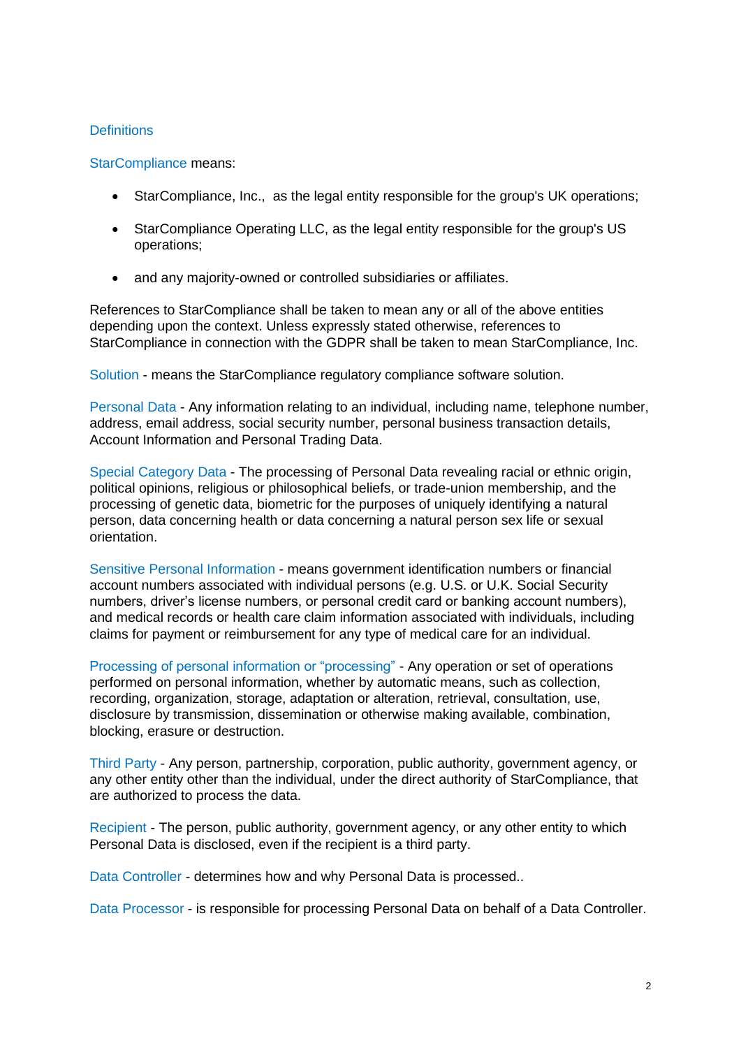## Definitions

StarCompliance means:

- StarCompliance, Inc., as the legal entity responsible for the group's UK operations;
- StarCompliance Operating LLC, as the legal entity responsible for the group's US operations;
- and any majority-owned or controlled subsidiaries or affiliates.

References to StarCompliance shall be taken to mean any or all of the above entities depending upon the context. Unless expressly stated otherwise, references to StarCompliance in connection with the GDPR shall be taken to mean StarCompliance, Inc.

Solution - means the StarCompliance regulatory compliance software solution.

Personal Data - Any information relating to an individual, including name, telephone number, address, email address, social security number, personal business transaction details, Account Information and Personal Trading Data.

Special Category Data - The processing of Personal Data revealing racial or ethnic origin, political opinions, religious or philosophical beliefs, or trade-union membership, and the processing of genetic data, biometric for the purposes of uniquely identifying a natural person, data concerning health or data concerning a natural person sex life or sexual orientation.

Sensitive Personal Information - means government identification numbers or financial account numbers associated with individual persons (e.g. U.S. or U.K. Social Security numbers, driver's license numbers, or personal credit card or banking account numbers), and medical records or health care claim information associated with individuals, including claims for payment or reimbursement for any type of medical care for an individual.

Processing of personal information or "processing" - Any operation or set of operations performed on personal information, whether by automatic means, such as collection, recording, organization, storage, adaptation or alteration, retrieval, consultation, use, disclosure by transmission, dissemination or otherwise making available, combination, blocking, erasure or destruction.

Third Party - Any person, partnership, corporation, public authority, government agency, or any other entity other than the individual, under the direct authority of StarCompliance, that are authorized to process the data.

Recipient - The person, public authority, government agency, or any other entity to which Personal Data is disclosed, even if the recipient is a third party.

Data Controller - determines how and why Personal Data is processed..

Data Processor - is responsible for processing Personal Data on behalf of a Data Controller.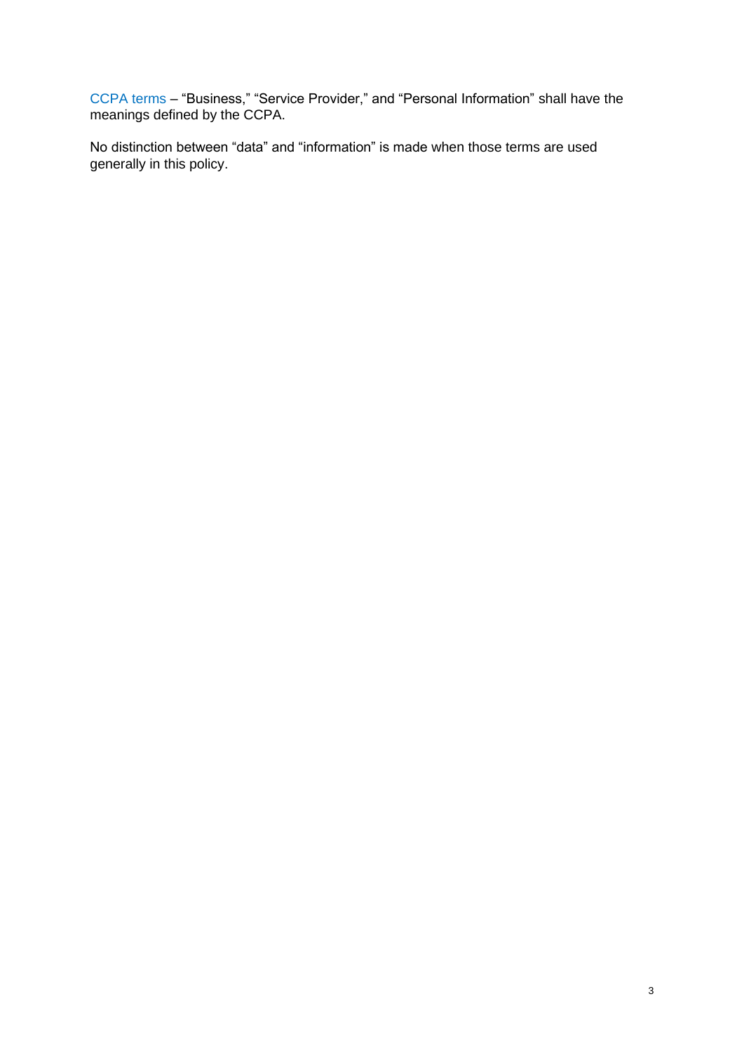CCPA terms – “Business,” “Service Provider,” and “Personal Information” shall have the meanings defined by the CCPA.

No distinction between “data” and “information” is made when those terms are used generally in this policy.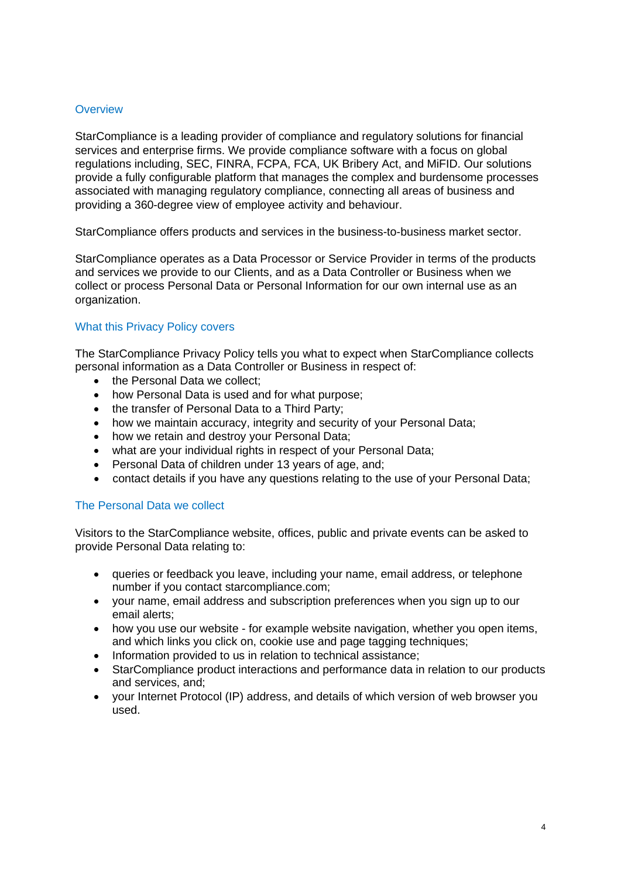## Overview

StarCompliance is a leading provider of compliance and regulatory solutions for financial services and enterprise firms. We provide compliance software with a focus on global regulations including, SEC, FINRA, FCPA, FCA, UK Bribery Act, and MiFID. Our solutions provide a fully configurable platform that manages the complex and burdensome processes associated with managing regulatory compliance, connecting all areas of business and providing a 360-degree view of employee activity and behaviour.

StarCompliance offers products and services in the business-to-business market sector.

StarCompliance operates as a Data Processor or Service Provider in terms of the products and services we provide to our Clients, and as a Data Controller or Business when we collect or process Personal Data or Personal Information for our own internal use as an organization.

## What this Privacy Policy covers

The StarCompliance Privacy Policy tells you what to expect when StarCompliance collects personal information as a Data Controller or Business in respect of:

- the Personal Data we collect;
- how Personal Data is used and for what purpose;
- the transfer of Personal Data to a Third Party;
- how we maintain accuracy, integrity and security of your Personal Data;
- how we retain and destroy your Personal Data;
- what are your individual rights in respect of your Personal Data;
- Personal Data of children under 13 years of age, and;
- contact details if you have any questions relating to the use of your Personal Data;

## The Personal Data we collect

Visitors to the StarCompliance website, offices, public and private events can be asked to provide Personal Data relating to:

- queries or feedback you leave, including your name, email address, or telephone number if you contact starcompliance.com;
- your name, email address and subscription preferences when you sign up to our email alerts;
- how you use our website - for example website navigation, whether you open items, and which links you click on, cookie use and page tagging techniques;
- Information provided to us in relation to technical assistance;
- StarCompliance product interactions and performance data in relation to our products and services, and;
- your Internet Protocol (IP) address, and details of which version of web browser you used.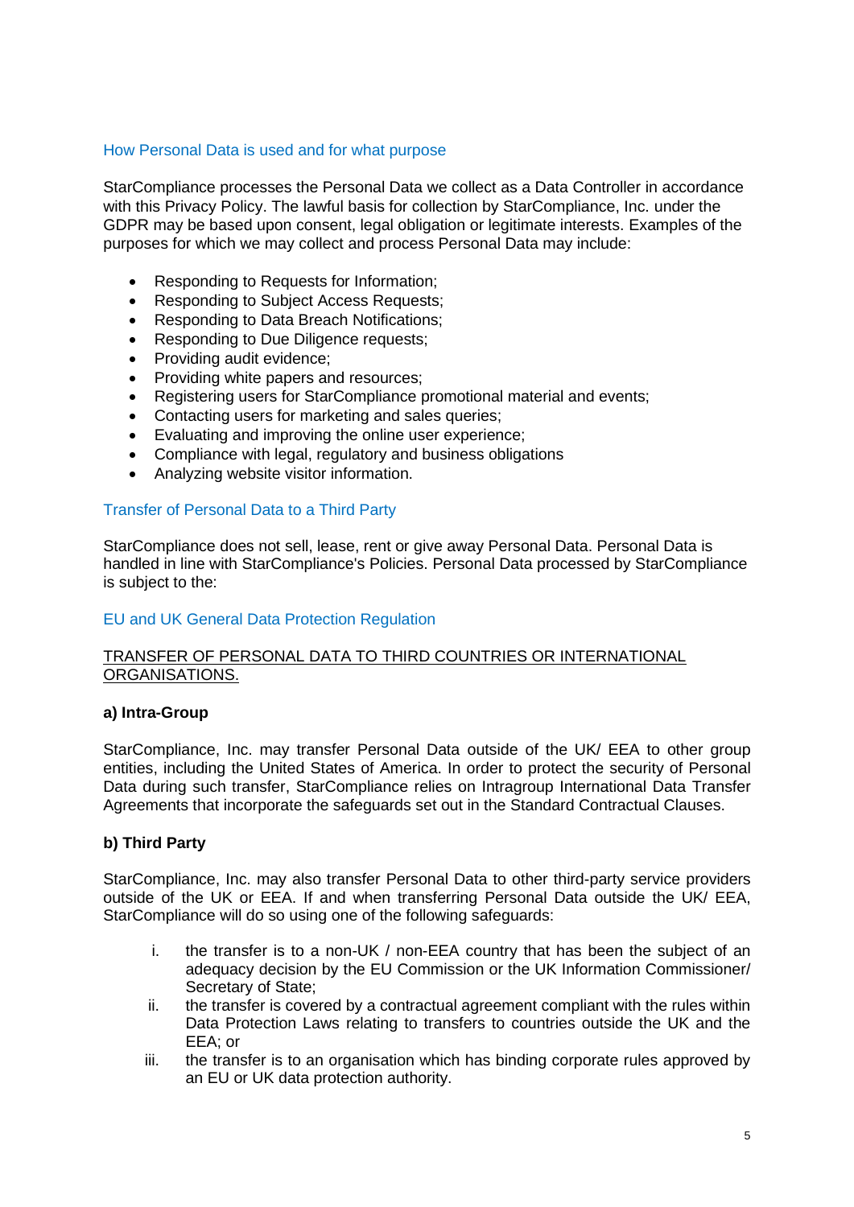## How Personal Data is used and for what purpose

StarCompliance processes the Personal Data we collect as a Data Controller in accordance with this Privacy Policy. The lawful basis for collection by StarCompliance, Inc. under the GDPR may be based upon consent, legal obligation or legitimate interests. Examples of the purposes for which we may collect and process Personal Data may include:

- Responding to Requests for Information;
- Responding to Subject Access Requests;
- Responding to Data Breach Notifications;
- Responding to Due Diligence requests;
- Providing audit evidence;
- Providing white papers and resources;
- Registering users for StarCompliance promotional material and events;
- Contacting users for marketing and sales queries;
- Evaluating and improving the online user experience;
- Compliance with legal, regulatory and business obligations
- Analyzing website visitor information.

## Transfer of Personal Data to a Third Party

StarCompliance does not sell, lease, rent or give away Personal Data. Personal Data is handled in line with StarCompliance's Policies. Personal Data processed by StarCompliance is subject to the:

## EU and UK General Data Protection Regulation

<u>TRANSFER OF PERSONAL DATA TO THIRD COUNTRIES OR INTERNATIONAL ORGANISATIONS.</u>

**a) Intra-Group**

StarCompliance, Inc. may transfer Personal Data outside of the UK/ EEA to other group entities, including the United States of America. In order to protect the security of Personal Data during such transfer, StarCompliance relies on Intragroup International Data Transfer Agreements that incorporate the safeguards set out in the Standard Contractual Clauses.

**b) Third Party**

StarCompliance, Inc. may also transfer Personal Data to other third-party service providers outside of the UK or EEA. If and when transferring Personal Data outside the UK/ EEA, StarCompliance will do so using one of the following safeguards:

i. the transfer is to a non-UK / non-EEA country that has been the subject of an adequacy decision by the EU Commission or the UK Information Commissioner/ Secretary of State;

ii. the transfer is covered by a contractual agreement compliant with the rules within Data Protection Laws relating to transfers to countries outside the UK and the EEA; or

iii. the transfer is to an organisation which has binding corporate rules approved by an EU or UK data protection authority.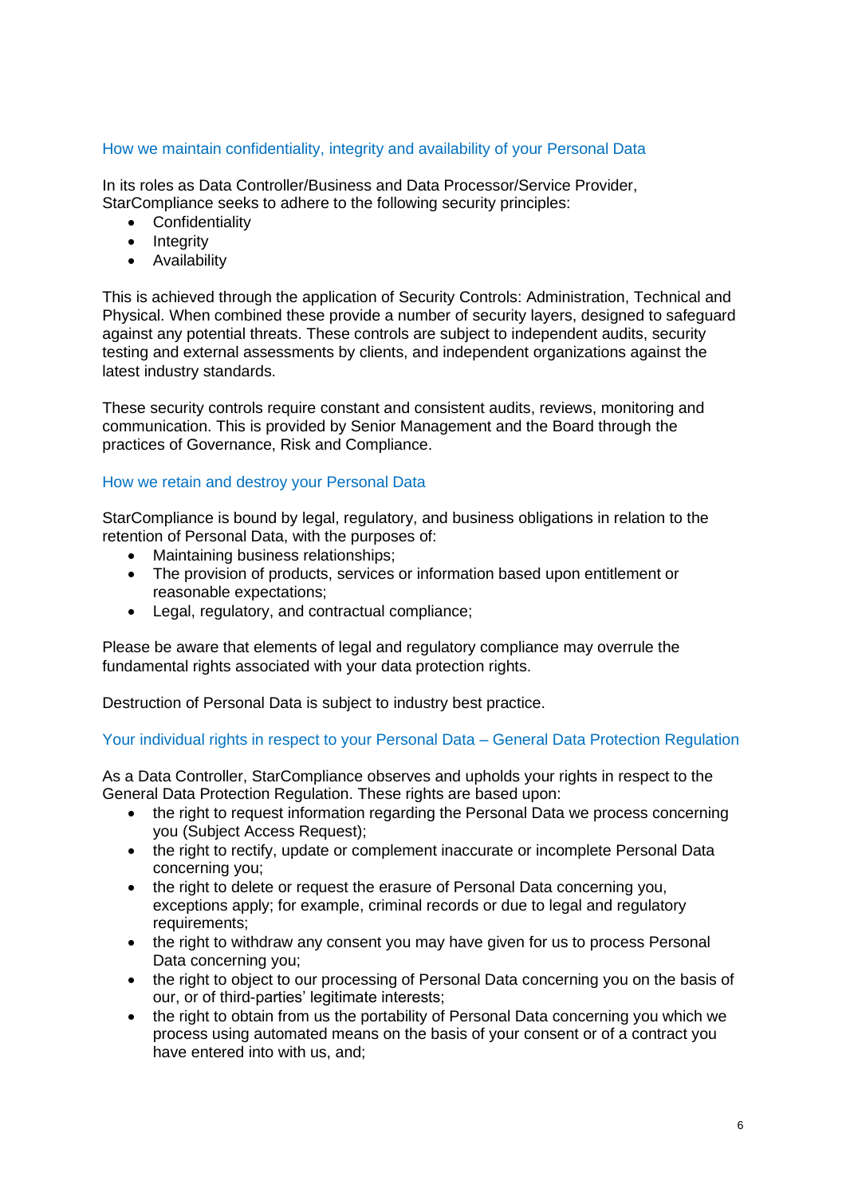## How we maintain confidentiality, integrity and availability of your Personal Data

In its roles as Data Controller/Business and Data Processor/Service Provider, StarCompliance seeks to adhere to the following security principles:

- Confidentiality
- Integrity
- Availability

This is achieved through the application of Security Controls: Administration, Technical and Physical. When combined these provide a number of security layers, designed to safeguard against any potential threats. These controls are subject to independent audits, security testing and external assessments by clients, and independent organizations against the latest industry standards.

These security controls require constant and consistent audits, reviews, monitoring and communication. This is provided by Senior Management and the Board through the practices of Governance, Risk and Compliance.

## How we retain and destroy your Personal Data

StarCompliance is bound by legal, regulatory, and business obligations in relation to the retention of Personal Data, with the purposes of:

- Maintaining business relationships;
- The provision of products, services or information based upon entitlement or reasonable expectations;
- Legal, regulatory, and contractual compliance;

Please be aware that elements of legal and regulatory compliance may overrule the fundamental rights associated with your data protection rights.

Destruction of Personal Data is subject to industry best practice.

## Your individual rights in respect to your Personal Data – General Data Protection Regulation

As a Data Controller, StarCompliance observes and upholds your rights in respect to the General Data Protection Regulation. These rights are based upon:

- the right to request information regarding the Personal Data we process concerning you (Subject Access Request);
- the right to rectify, update or complement inaccurate or incomplete Personal Data concerning you;
- the right to delete or request the erasure of Personal Data concerning you, exceptions apply; for example, criminal records or due to legal and regulatory requirements;
- the right to withdraw any consent you may have given for us to process Personal Data concerning you;
- the right to object to our processing of Personal Data concerning you on the basis of our, or of third-parties' legitimate interests;
- the right to obtain from us the portability of Personal Data concerning you which we process using automated means on the basis of your consent or of a contract you have entered into with us, and;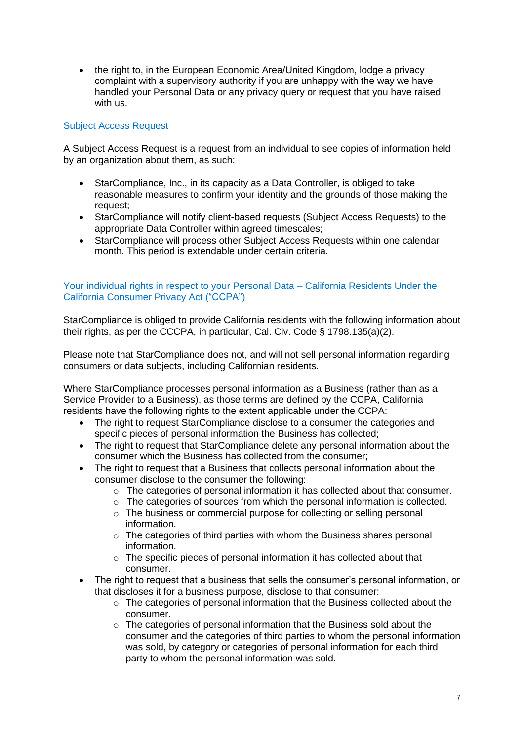- the right to, in the European Economic Area/United Kingdom, lodge a privacy complaint with a supervisory authority if you are unhappy with the way we have handled your Personal Data or any privacy query or request that you have raised with us.

## Subject Access Request

A Subject Access Request is a request from an individual to see copies of information held by an organization about them, as such:

- StarCompliance, Inc., in its capacity as a Data Controller, is obliged to take reasonable measures to confirm your identity and the grounds of those making the request;
- StarCompliance will notify client-based requests (Subject Access Requests) to the appropriate Data Controller within agreed timescales;
- StarCompliance will process other Subject Access Requests within one calendar month. This period is extendable under certain criteria.

## Your individual rights in respect to your Personal Data – California Residents Under the California Consumer Privacy Act ("CCPA")

StarCompliance is obliged to provide California residents with the following information about their rights, as per the CCCPA, in particular, Cal. Civ. Code § 1798.135(a)(2).

Please note that StarCompliance does not, and will not sell personal information regarding consumers or data subjects, including Californian residents.

Where StarCompliance processes personal information as a Business (rather than as a Service Provider to a Business), as those terms are defined by the CCPA, California residents have the following rights to the extent applicable under the CCPA:

- The right to request StarCompliance disclose to a consumer the categories and specific pieces of personal information the Business has collected;
- The right to request that StarCompliance delete any personal information about the consumer which the Business has collected from the consumer;
- The right to request that a Business that collects personal information about the consumer disclose to the consumer the following:
  - The categories of personal information it has collected about that consumer.
  - The categories of sources from which the personal information is collected.
  - The business or commercial purpose for collecting or selling personal information.
  - The categories of third parties with whom the Business shares personal information.
  - The specific pieces of personal information it has collected about that consumer.
- The right to request that a business that sells the consumer's personal information, or that discloses it for a business purpose, disclose to that consumer:
  - The categories of personal information that the Business collected about the consumer.
  - The categories of personal information that the Business sold about the consumer and the categories of third parties to whom the personal information was sold, by category or categories of personal information for each third party to whom the personal information was sold.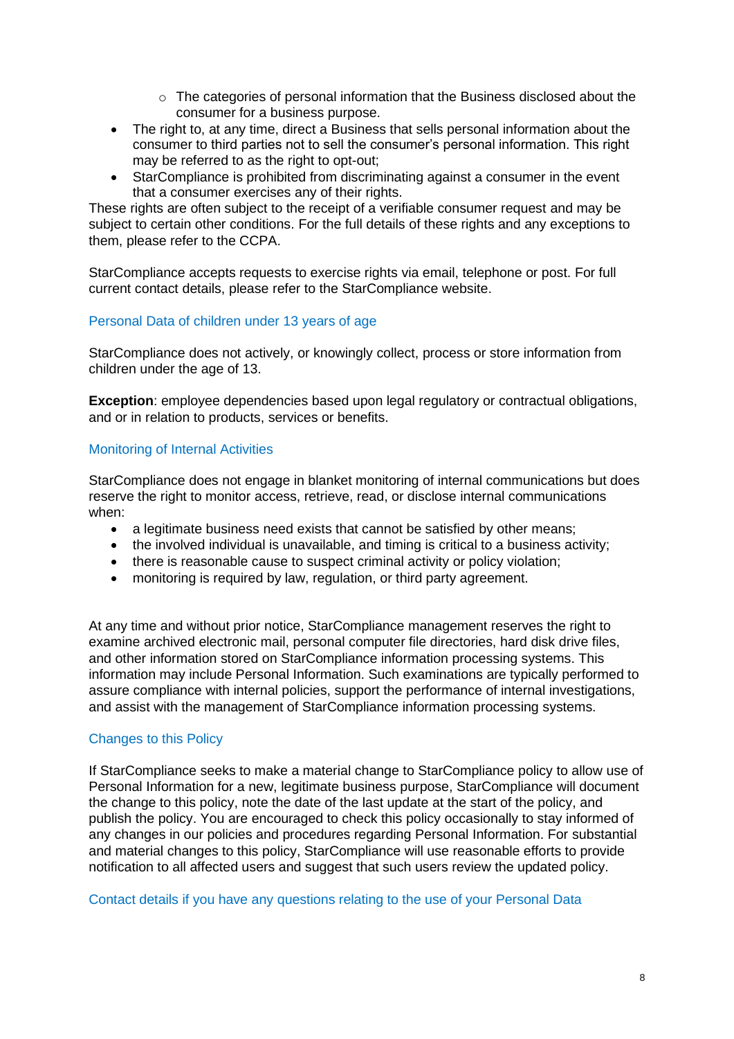- The categories of personal information that the Business disclosed about the consumer for a business purpose.
- The right to, at any time, direct a Business that sells personal information about the consumer to third parties not to sell the consumer's personal information. This right may be referred to as the right to opt-out;
- StarCompliance is prohibited from discriminating against a consumer in the event that a consumer exercises any of their rights.

These rights are often subject to the receipt of a verifiable consumer request and may be subject to certain other conditions. For the full details of these rights and any exceptions to them, please refer to the CCPA.

StarCompliance accepts requests to exercise rights via email, telephone or post. For full current contact details, please refer to the StarCompliance website.

### Personal Data of children under 13 years of age

StarCompliance does not actively, or knowingly collect, process or store information from children under the age of 13.

**Exception**: employee dependencies based upon legal regulatory or contractual obligations, and or in relation to products, services or benefits.

### Monitoring of Internal Activities

StarCompliance does not engage in blanket monitoring of internal communications but does reserve the right to monitor access, retrieve, read, or disclose internal communications when:

- a legitimate business need exists that cannot be satisfied by other means;
- the involved individual is unavailable, and timing is critical to a business activity;
- there is reasonable cause to suspect criminal activity or policy violation;
- monitoring is required by law, regulation, or third party agreement.

At any time and without prior notice, StarCompliance management reserves the right to examine archived electronic mail, personal computer file directories, hard disk drive files, and other information stored on StarCompliance information processing systems. This information may include Personal Information. Such examinations are typically performed to assure compliance with internal policies, support the performance of internal investigations, and assist with the management of StarCompliance information processing systems.

### Changes to this Policy

If StarCompliance seeks to make a material change to StarCompliance policy to allow use of Personal Information for a new, legitimate business purpose, StarCompliance will document the change to this policy, note the date of the last update at the start of the policy, and publish the policy. You are encouraged to check this policy occasionally to stay informed of any changes in our policies and procedures regarding Personal Information. For substantial and material changes to this policy, StarCompliance will use reasonable efforts to provide notification to all affected users and suggest that such users review the updated policy.

### Contact details if you have any questions relating to the use of your Personal Data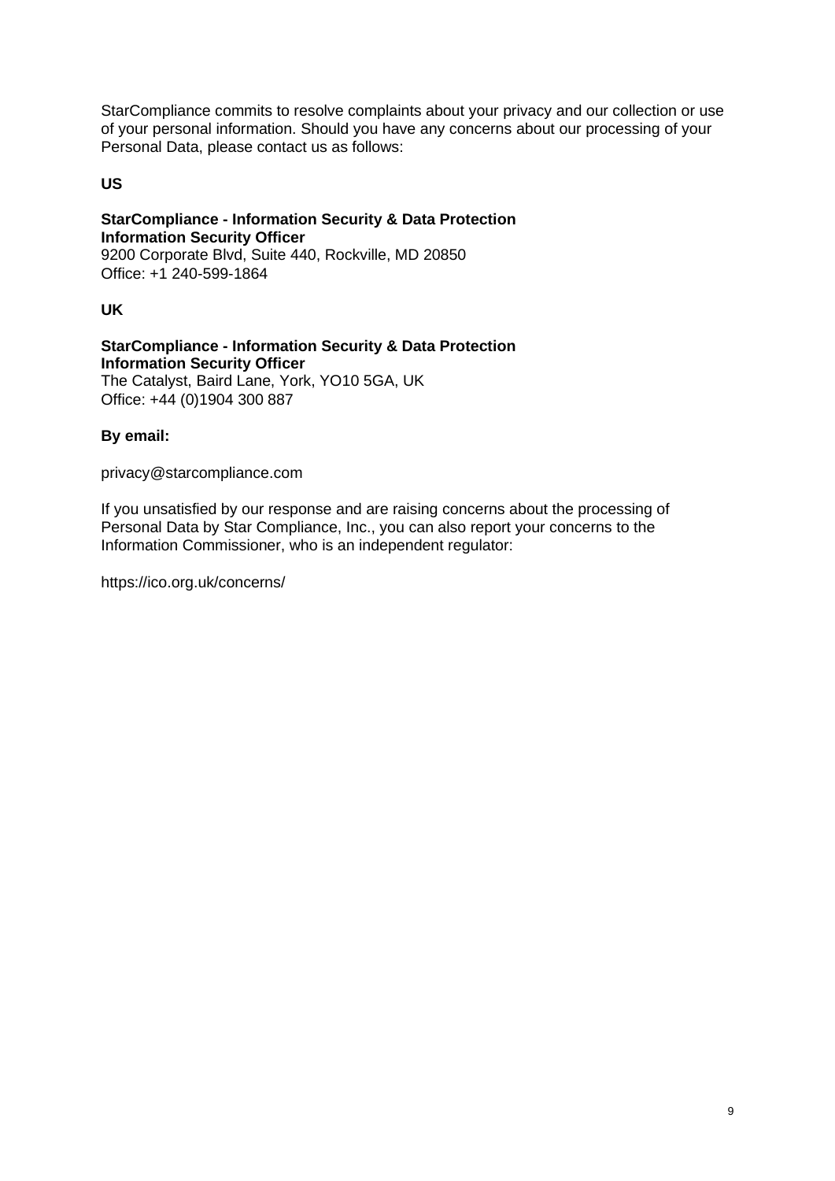StarCompliance commits to resolve complaints about your privacy and our collection or use of your personal information. Should you have any concerns about our processing of your Personal Data, please contact us as follows:

**US**

**StarCompliance - Information Security & Data Protection**
**Information Security Officer**
9200 Corporate Blvd, Suite 440, Rockville, MD 20850
Office: +1 240-599-1864

**UK**

**StarCompliance - Information Security & Data Protection**
**Information Security Officer**
The Catalyst, Baird Lane, York, YO10 5GA, UK
Office: +44 (0)1904 300 887

**By email:**

privacy@starcompliance.com

If you unsatisfied by our response and are raising concerns about the processing of Personal Data by Star Compliance, Inc., you can also report your concerns to the Information Commissioner, who is an independent regulator:

https://ico.org.uk/concerns/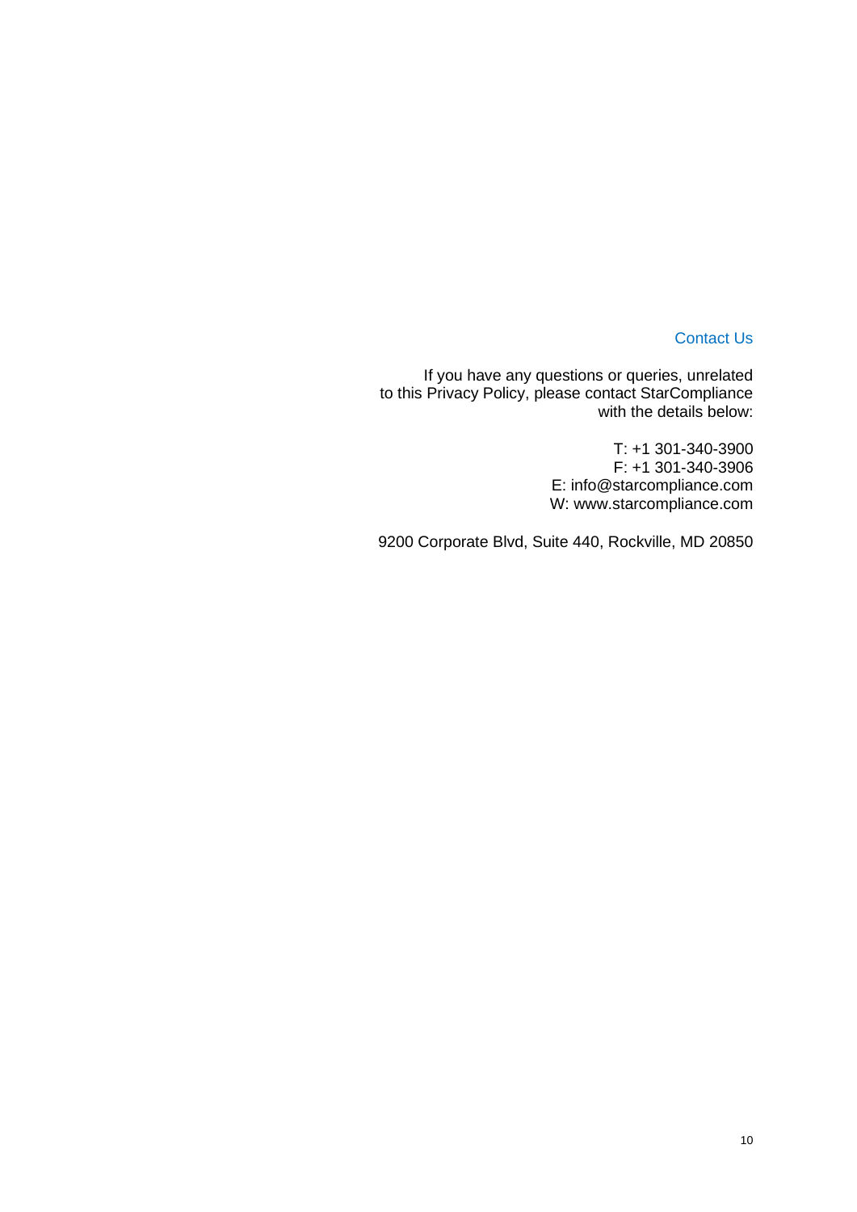## Contact Us

If you have any questions or queries, unrelated to this Privacy Policy, please contact StarCompliance with the details below:

T: +1 301-340-3900
F: +1 301-340-3906
E: info@starcompliance.com
W: www.starcompliance.com

9200 Corporate Blvd, Suite 440, Rockville, MD 20850